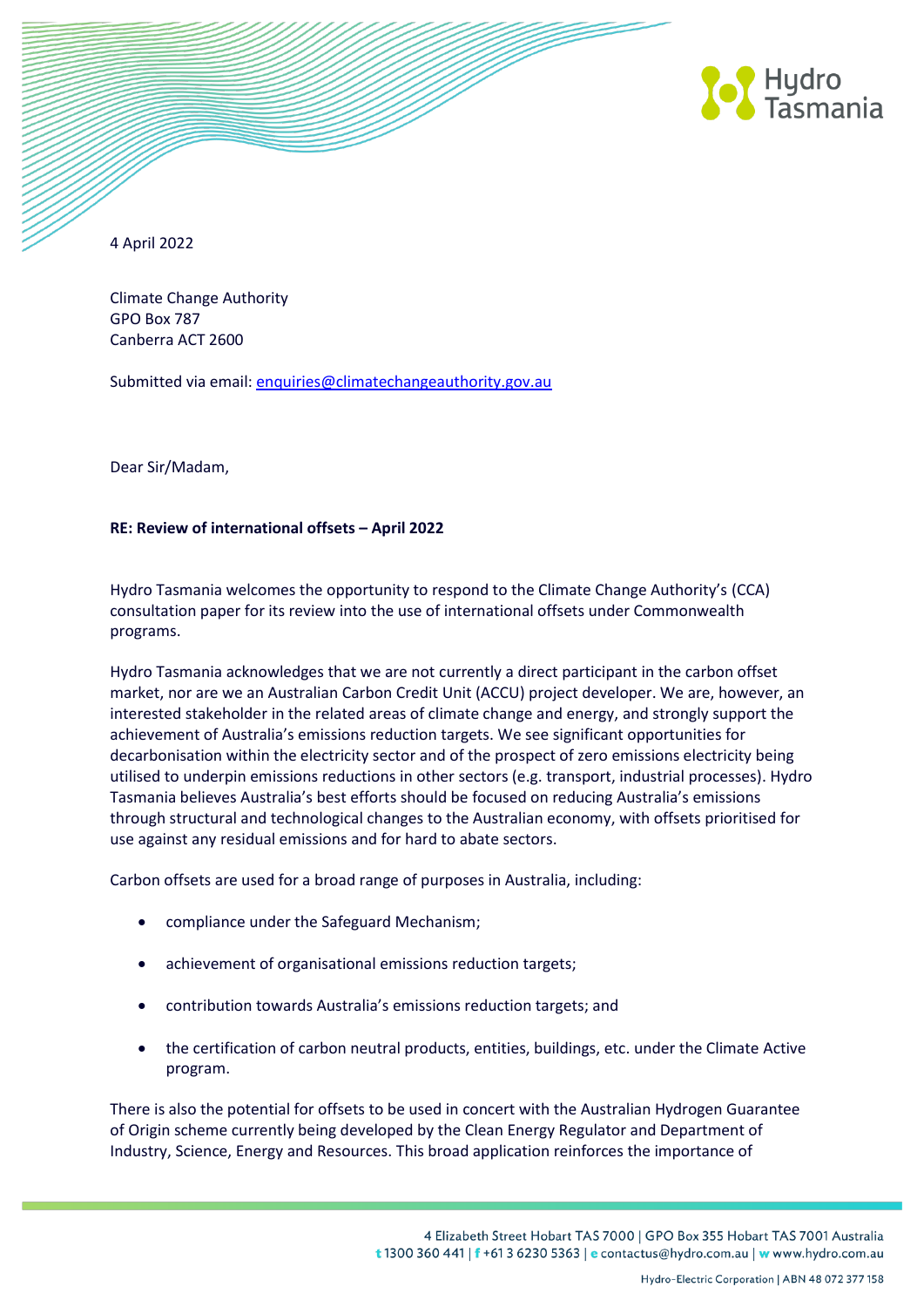4 April 2022

Climate Change Authority
GPO Box 787
Canberra ACT 2600

Submitted via email: enquiries@climatechangeauthority.gov.au

Dear Sir/Madam,

**RE: Review of international offsets – April 2022**

Hydro Tasmania welcomes the opportunity to respond to the Climate Change Authority's (CCA) consultation paper for its review into the use of international offsets under Commonwealth programs.

Hydro Tasmania acknowledges that we are not currently a direct participant in the carbon offset market, nor are we an Australian Carbon Credit Unit (ACCU) project developer. We are, however, an interested stakeholder in the related areas of climate change and energy, and strongly support the achievement of Australia's emissions reduction targets. We see significant opportunities for decarbonisation within the electricity sector and of the prospect of zero emissions electricity being utilised to underpin emissions reductions in other sectors (e.g. transport, industrial processes). Hydro Tasmania believes Australia's best efforts should be focused on reducing Australia's emissions through structural and technological changes to the Australian economy, with offsets prioritised for use against any residual emissions and for hard to abate sectors.

Carbon offsets are used for a broad range of purposes in Australia, including:

- compliance under the Safeguard Mechanism;
- achievement of organisational emissions reduction targets;
- contribution towards Australia's emissions reduction targets; and
- the certification of carbon neutral products, entities, buildings, etc. under the Climate Active program.

There is also the potential for offsets to be used in concert with the Australian Hydrogen Guarantee of Origin scheme currently being developed by the Clean Energy Regulator and Department of Industry, Science, Energy and Resources. This broad application reinforces the importance of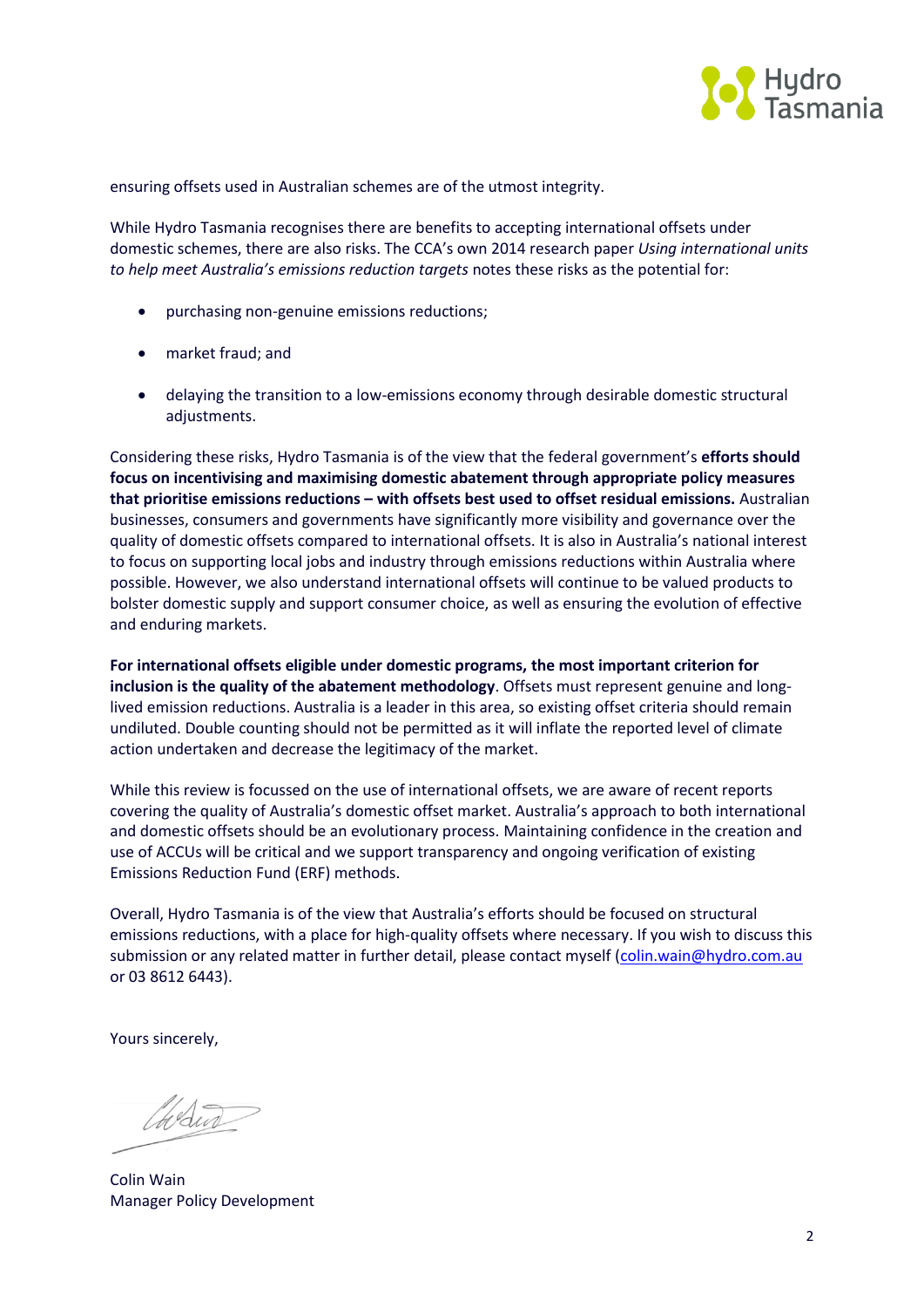ensuring offsets used in Australian schemes are of the utmost integrity.

While Hydro Tasmania recognises there are benefits to accepting international offsets under domestic schemes, there are also risks. The CCA's own 2014 research paper *Using international units to help meet Australia's emissions reduction targets* notes these risks as the potential for:

- purchasing non-genuine emissions reductions;
- market fraud; and
- delaying the transition to a low-emissions economy through desirable domestic structural adjustments.

Considering these risks, Hydro Tasmania is of the view that the federal government's **efforts should focus on incentivising and maximising domestic abatement through appropriate policy measures that prioritise emissions reductions – with offsets best used to offset residual emissions.** Australian businesses, consumers and governments have significantly more visibility and governance over the quality of domestic offsets compared to international offsets. It is also in Australia's national interest to focus on supporting local jobs and industry through emissions reductions within Australia where possible. However, we also understand international offsets will continue to be valued products to bolster domestic supply and support consumer choice, as well as ensuring the evolution of effective and enduring markets.

**For international offsets eligible under domestic programs, the most important criterion for inclusion is the quality of the abatement methodology**. Offsets must represent genuine and long-lived emission reductions. Australia is a leader in this area, so existing offset criteria should remain undiluted. Double counting should not be permitted as it will inflate the reported level of climate action undertaken and decrease the legitimacy of the market.

While this review is focussed on the use of international offsets, we are aware of recent reports covering the quality of Australia's domestic offset market. Australia's approach to both international and domestic offsets should be an evolutionary process. Maintaining confidence in the creation and use of ACCUs will be critical and we support transparency and ongoing verification of existing Emissions Reduction Fund (ERF) methods.

Overall, Hydro Tasmania is of the view that Australia's efforts should be focused on structural emissions reductions, with a place for high-quality offsets where necessary. If you wish to discuss this submission or any related matter in further detail, please contact myself (colin.wain@hydro.com.au or 03 8612 6443).

Yours sincerely,

Colin Wain
Manager Policy Development